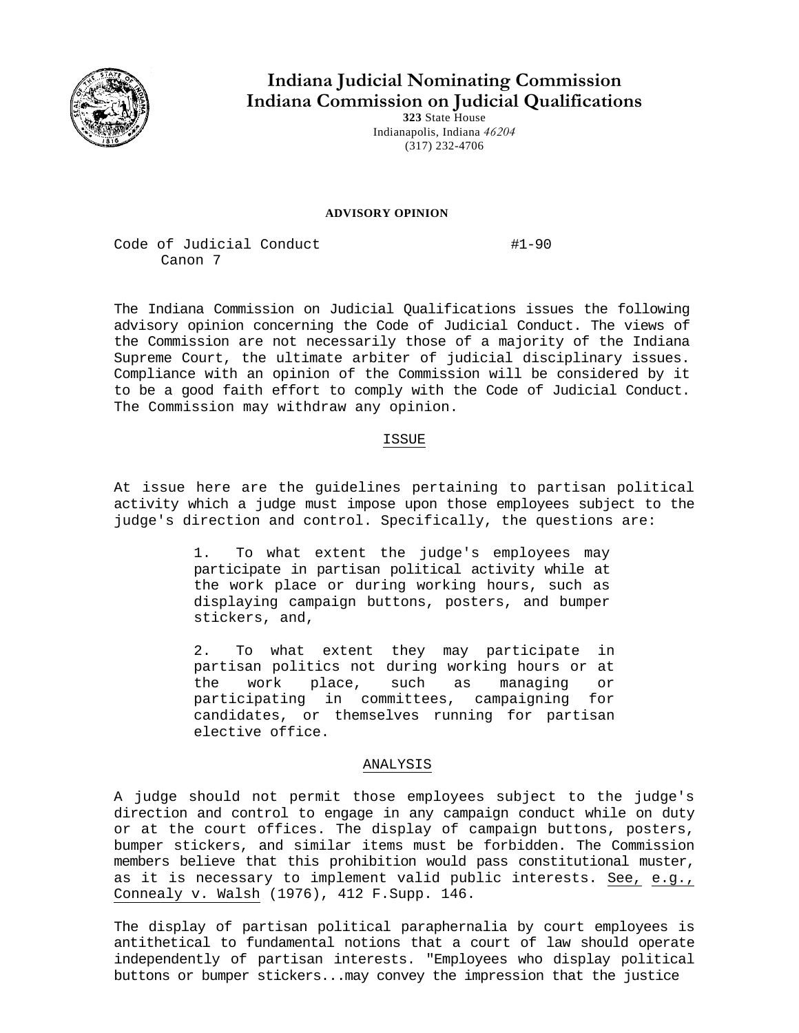# Indiana Judicial Nominating Commission
# Indiana Commission on Judicial Qualifications

323 State House
Indianapolis, Indiana 46204
(317) 232-4706

**ADVISORY OPINION**

Code of Judicial Conduct — #1-90
Canon 7

The Indiana Commission on Judicial Qualifications issues the following advisory opinion concerning the Code of Judicial Conduct. The views of the Commission are not necessarily those of a majority of the Indiana Supreme Court, the ultimate arbiter of judicial disciplinary issues. Compliance with an opinion of the Commission will be considered by it to be a good faith effort to comply with the Code of Judicial Conduct. The Commission may withdraw any opinion.

## ISSUE

At issue here are the guidelines pertaining to partisan political activity which a judge must impose upon those employees subject to the judge's direction and control. Specifically, the questions are:

> 1. To what extent the judge's employees may participate in partisan political activity while at the work place or during working hours, such as displaying campaign buttons, posters, and bumper stickers, and,
>
> 2. To what extent they may participate in partisan politics not during working hours or at the work place, such as managing or participating in committees, campaigning for candidates, or themselves running for partisan elective office.

## ANALYSIS

A judge should not permit those employees subject to the judge's direction and control to engage in any campaign conduct while on duty or at the court offices. The display of campaign buttons, posters, bumper stickers, and similar items must be forbidden. The Commission members believe that this prohibition would pass constitutional muster, as it is necessary to implement valid public interests. See, e.g., Connealy v. Walsh (1976), 412 F.Supp. 146.

The display of partisan political paraphernalia by court employees is antithetical to fundamental notions that a court of law should operate independently of partisan interests. "Employees who display political buttons or bumper stickers...may convey the impression that the justice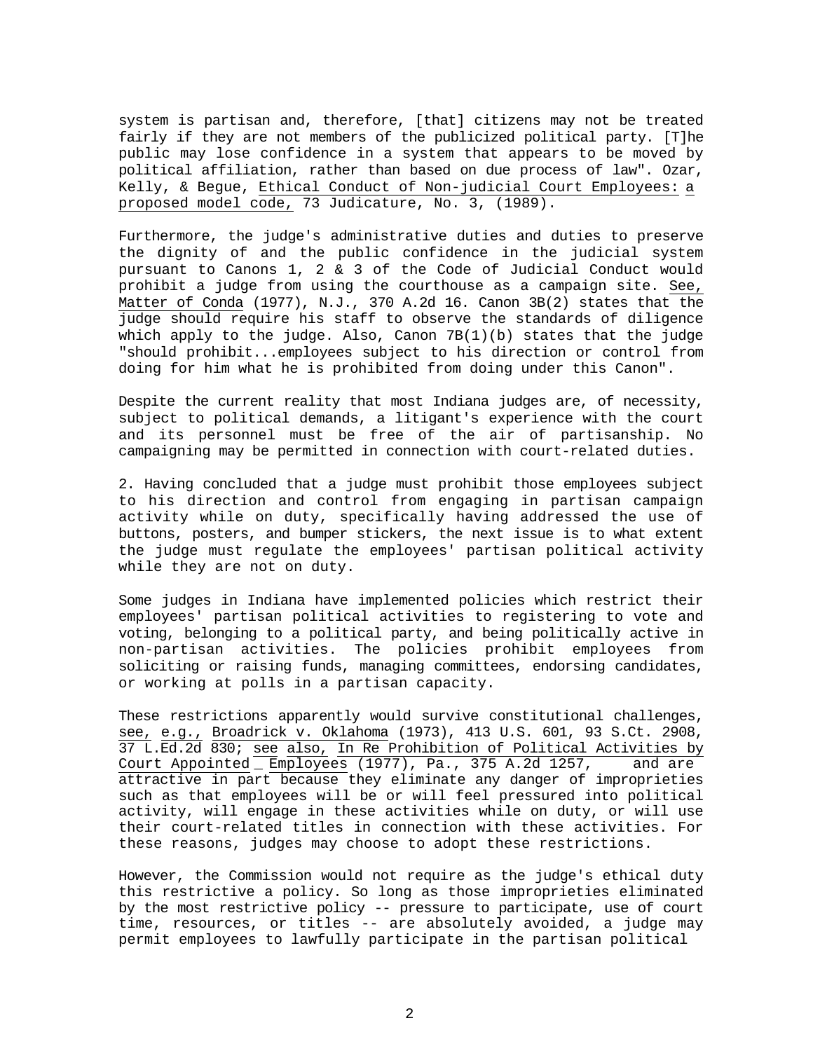system is partisan and, therefore, [that] citizens may not be treated fairly if they are not members of the publicized political party. [T]he public may lose confidence in a system that appears to be moved by political affiliation, rather than based on due process of law". Ozar, Kelly, & Begue, Ethical Conduct of Non-judicial Court Employees: a proposed model code, 73 Judicature, No. 3, (1989).

Furthermore, the judge's administrative duties and duties to preserve the dignity of and the public confidence in the judicial system pursuant to Canons 1, 2 & 3 of the Code of Judicial Conduct would prohibit a judge from using the courthouse as a campaign site. See, Matter of Conda (1977), N.J., 370 A.2d 16. Canon 3B(2) states that the judge should require his staff to observe the standards of diligence which apply to the judge. Also, Canon 7B(1)(b) states that the judge "should prohibit...employees subject to his direction or control from doing for him what he is prohibited from doing under this Canon".

Despite the current reality that most Indiana judges are, of necessity, subject to political demands, a litigant's experience with the court and its personnel must be free of the air of partisanship. No campaigning may be permitted in connection with court-related duties.

2. Having concluded that a judge must prohibit those employees subject to his direction and control from engaging in partisan campaign activity while on duty, specifically having addressed the use of buttons, posters, and bumper stickers, the next issue is to what extent the judge must regulate the employees' partisan political activity while they are not on duty.

Some judges in Indiana have implemented policies which restrict their employees' partisan political activities to registering to vote and voting, belonging to a political party, and being politically active in non-partisan activities. The policies prohibit employees from soliciting or raising funds, managing committees, endorsing candidates, or working at polls in a partisan capacity.

These restrictions apparently would survive constitutional challenges, see, e.g., Broadrick v. Oklahoma (1973), 413 U.S. 601, 93 S.Ct. 2908, 37 L.Ed.2d 830; see also, In Re Prohibition of Political Activities by Court Appointed Employees (1977), Pa., 375 A.2d 1257, and are attractive in part because they eliminate any danger of improprieties such as that employees will be or will feel pressured into political activity, will engage in these activities while on duty, or will use their court-related titles in connection with these activities. For these reasons, judges may choose to adopt these restrictions.

However, the Commission would not require as the judge's ethical duty this restrictive a policy. So long as those improprieties eliminated by the most restrictive policy -- pressure to participate, use of court time, resources, or titles -- are absolutely avoided, a judge may permit employees to lawfully participate in the partisan political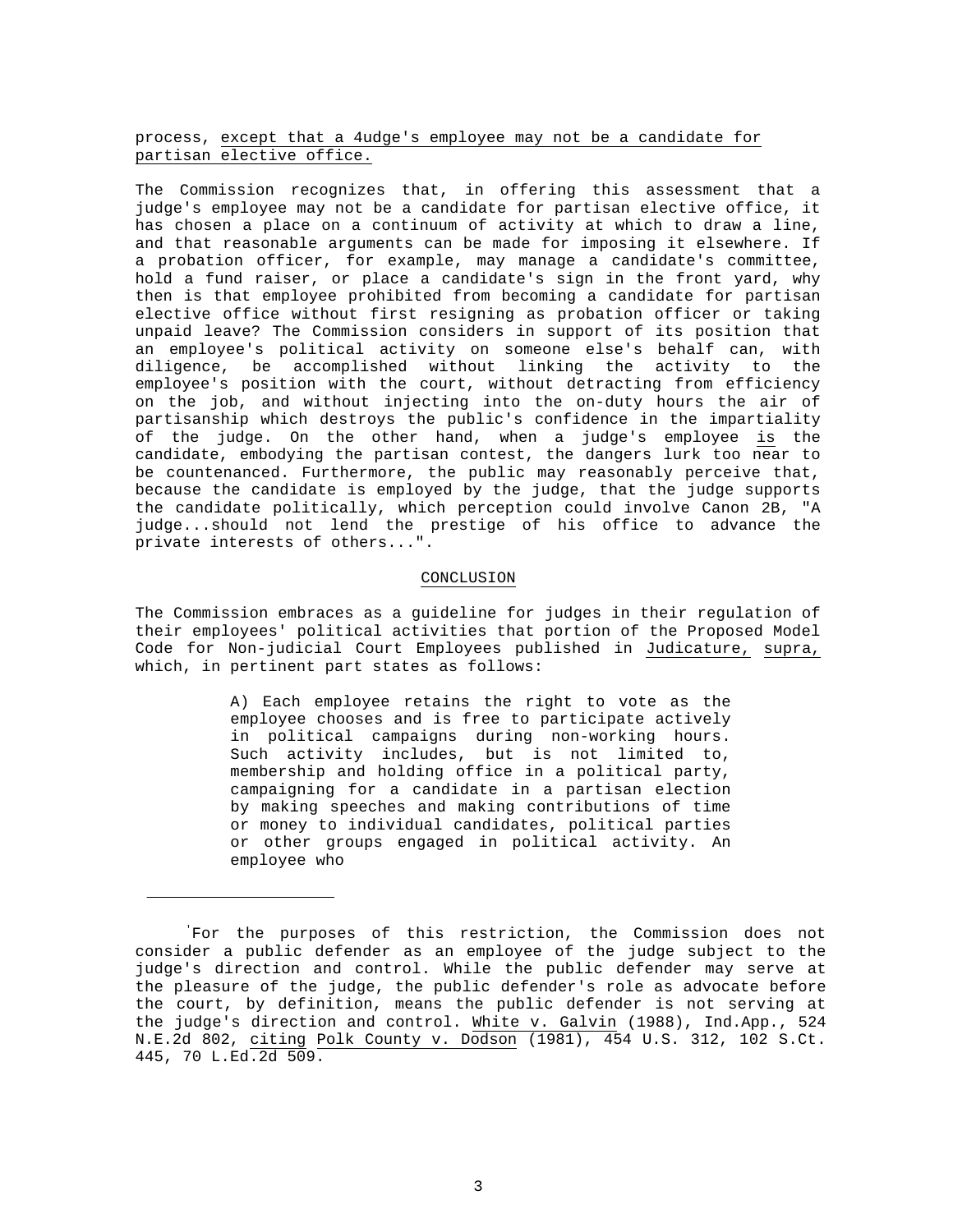process, <u>except that a 4udge's employee may not be a candidate for partisan elective office.</u>

The Commission recognizes that, in offering this assessment that a judge's employee may not be a candidate for partisan elective office, it has chosen a place on a continuum of activity at which to draw a line, and that reasonable arguments can be made for imposing it elsewhere. If a probation officer, for example, may manage a candidate's committee, hold a fund raiser, or place a candidate's sign in the front yard, why then is that employee prohibited from becoming a candidate for partisan elective office without first resigning as probation officer or taking unpaid leave? The Commission considers in support of its position that an employee's political activity on someone else's behalf can, with diligence, be accomplished without linking the activity to the employee's position with the court, without detracting from efficiency on the job, and without injecting into the on-duty hours the air of partisanship which destroys the public's confidence in the impartiality of the judge. On the other hand, when a judge's employee <u>is</u> the candidate, embodying the partisan contest, the dangers lurk too near to be countenanced. Furthermore, the public may reasonably perceive that, because the candidate is employed by the judge, that the judge supports the candidate politically, which perception could involve Canon 2B, "A judge...should not lend the prestige of his office to advance the private interests of others...".

## <u>CONCLUSION</u>

The Commission embraces as a guideline for judges in their regulation of their employees' political activities that portion of the Proposed Model Code for Non-judicial Court Employees published in <u>Judicature,</u> <u>supra,</u> which, in pertinent part states as follows:

> A) Each employee retains the right to vote as the employee chooses and is free to participate actively in political campaigns during non-working hours. Such activity includes, but is not limited to, membership and holding office in a political party, campaigning for a candidate in a partisan election by making speeches and making contributions of time or money to individual candidates, political parties or other groups engaged in political activity. An employee who

---

'For the purposes of this restriction, the Commission does not consider a public defender as an employee of the judge subject to the judge's direction and control. While the public defender may serve at the pleasure of the judge, the public defender's role as advocate before the court, by definition, means the public defender is not serving at the judge's direction and control. <u>White v. Galvin</u> (1988), Ind.App., 524 N.E.2d 802, <u>citing</u> <u>Polk County v. Dodson</u> (1981), 454 U.S. 312, 102 S.Ct. 445, 70 L.Ed.2d 509.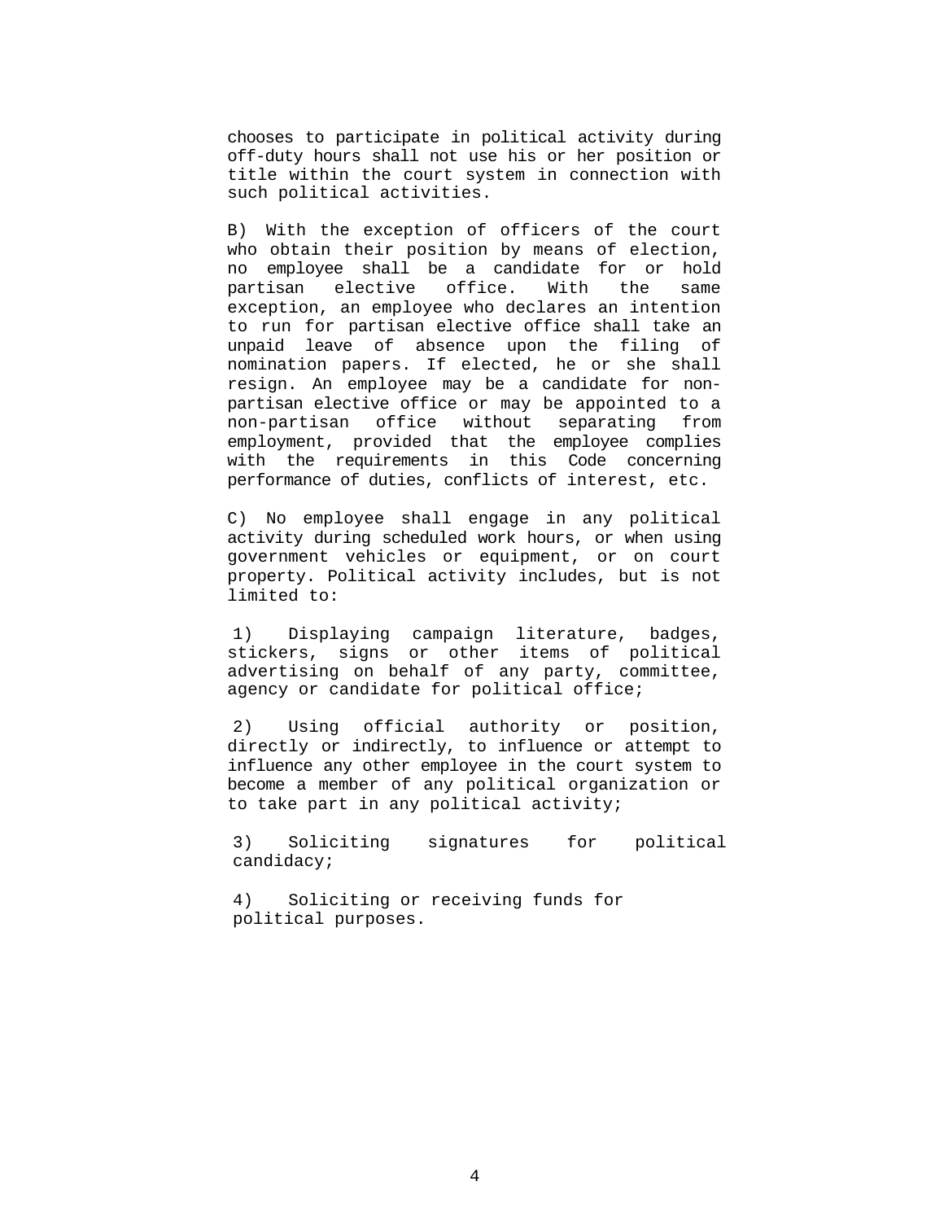chooses to participate in political activity during off-duty hours shall not use his or her position or title within the court system in connection with such political activities.

B) With the exception of officers of the court who obtain their position by means of election, no employee shall be a candidate for or hold partisan elective office. With the same exception, an employee who declares an intention to run for partisan elective office shall take an unpaid leave of absence upon the filing of nomination papers. If elected, he or she shall resign. An employee may be a candidate for non-partisan elective office or may be appointed to a non-partisan office without separating from employment, provided that the employee complies with the requirements in this Code concerning performance of duties, conflicts of interest, etc.

C) No employee shall engage in any political activity during scheduled work hours, or when using government vehicles or equipment, or on court property. Political activity includes, but is not limited to:

1) Displaying campaign literature, badges, stickers, signs or other items of political advertising on behalf of any party, committee, agency or candidate for political office;

2) Using official authority or position, directly or indirectly, to influence or attempt to influence any other employee in the court system to become a member of any political organization or to take part in any political activity;

3) Soliciting signatures for political candidacy;

4) Soliciting or receiving funds for political purposes.